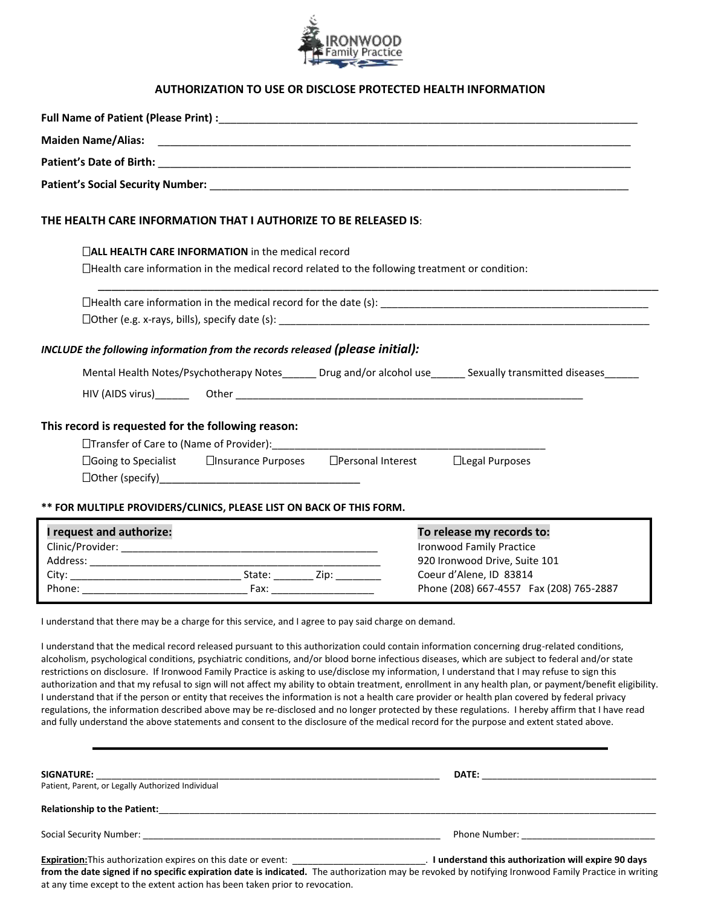# AUTHORIZATION TO USE OR DISCLOSE PROTECTED HEALTH INFORMATION

**Full Name of Patient (Please Print) :**_______________________________________________

**Maiden Name/Alias:** _______________________________________________

**Patient's Date of Birth:** _______________________________________________

**Patient's Social Security Number:** _______________________________________________

## THE HEALTH CARE INFORMATION THAT I AUTHORIZE TO BE RELEASED IS:

- ☐**ALL HEALTH CARE INFORMATION** in the medical record
- ☐Health care information in the medical record related to the following treatment or condition:
  _______________________________________________
- ☐Health care information in the medical record for the date (s): _______________________________________________
- ☐Other (e.g. x-rays, bills), specify date (s): _______________________________________________

***INCLUDE the following information from the records released (please initial):***

Mental Health Notes/Psychotherapy Notes______ Drug and/or alcohol use______ Sexually transmitted diseases______

HIV (AIDS virus)______ Other _______________________________________________

## This record is requested for the following reason:

☐Transfer of Care to (Name of Provider):_______________________________________________

☐Going to Specialist ☐Insurance Purposes ☐Personal Interest ☐Legal Purposes

☐Other (specify)___________________________________

**\*\* FOR MULTIPLE PROVIDERS/CLINICS, PLEASE LIST ON BACK OF THIS FORM.**

| **I request and authorize:** | **To release my records to:** |
|---|---|
| Clinic/Provider: _______________________________ | Ironwood Family Practice |
| Address: _______________________________ | 920 Ironwood Drive, Suite 101 |
| City: ____________________ State: _______ Zip: ________ | Coeur d'Alene, ID 83814 |
| Phone: ____________________ Fax: __________________ | Phone (208) 667-4557 Fax (208) 765-2887 |

I understand that there may be a charge for this service, and I agree to pay said charge on demand.

I understand that the medical record released pursuant to this authorization could contain information concerning drug-related conditions, alcoholism, psychological conditions, psychiatric conditions, and/or blood borne infectious diseases, which are subject to federal and/or state restrictions on disclosure. If Ironwood Family Practice is asking to use/disclose my information, I understand that I may refuse to sign this authorization and that my refusal to sign will not affect my ability to obtain treatment, enrollment in any health plan, or payment/benefit eligibility. I understand that if the person or entity that receives the information is not a health care provider or health plan covered by federal privacy regulations, the information described above may be re-disclosed and no longer protected by these regulations. I hereby affirm that I have read and fully understand the above statements and consent to the disclosure of the medical record for the purpose and extent stated above.

---

**SIGNATURE:** _______________________________________________ **DATE:** ___________________________
Patient, Parent, or Legally Authorized Individual

**Relationship to the Patient:**_______________________________________________

Social Security Number: _______________________________________________ Phone Number: ___________________________

**Expiration:**This authorization expires on this date or event: __________________________. **I understand this authorization will expire 90 days from the date signed if no specific expiration date is indicated.** The authorization may be revoked by notifying Ironwood Family Practice in writing at any time except to the extent action has been taken prior to revocation.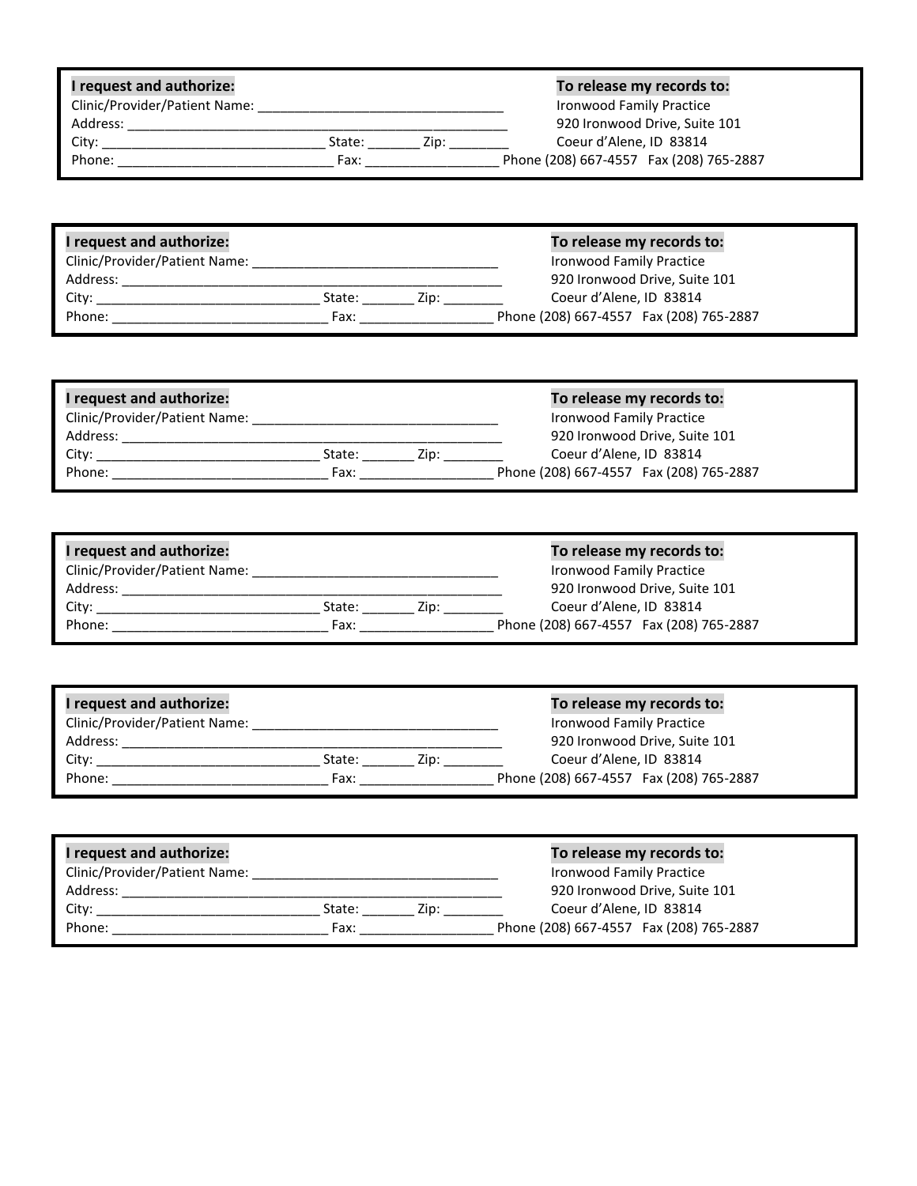**I request and authorize:**

Clinic/Provider/Patient Name: _________________________________

Address: _____________________________________________________

City: _____________________________ State: _______ Zip: ________

Phone: _____________________________ Fax: __________________

**To release my records to:**

Ironwood Family Practice
920 Ironwood Drive, Suite 101
Coeur d'Alene, ID 83814
Phone (208) 667-4557 Fax (208) 765-2887

---

**I request and authorize:**

Clinic/Provider/Patient Name: _________________________________

Address: _____________________________________________________

City: _____________________________ State: _______ Zip: ________

Phone: _____________________________ Fax: __________________

**To release my records to:**

Ironwood Family Practice
920 Ironwood Drive, Suite 101
Coeur d'Alene, ID 83814
Phone (208) 667-4557 Fax (208) 765-2887

---

**I request and authorize:**

Clinic/Provider/Patient Name: _________________________________

Address: _____________________________________________________

City: _____________________________ State: _______ Zip: ________

Phone: _____________________________ Fax: __________________

**To release my records to:**

Ironwood Family Practice
920 Ironwood Drive, Suite 101
Coeur d'Alene, ID 83814
Phone (208) 667-4557 Fax (208) 765-2887

---

**I request and authorize:**

Clinic/Provider/Patient Name: _________________________________

Address: _____________________________________________________

City: _____________________________ State: _______ Zip: ________

Phone: _____________________________ Fax: __________________

**To release my records to:**

Ironwood Family Practice
920 Ironwood Drive, Suite 101
Coeur d'Alene, ID 83814
Phone (208) 667-4557 Fax (208) 765-2887

---

**I request and authorize:**

Clinic/Provider/Patient Name: _________________________________

Address: _____________________________________________________

City: _____________________________ State: _______ Zip: ________

Phone: _____________________________ Fax: __________________

**To release my records to:**

Ironwood Family Practice
920 Ironwood Drive, Suite 101
Coeur d'Alene, ID 83814
Phone (208) 667-4557 Fax (208) 765-2887

---

**I request and authorize:**

Clinic/Provider/Patient Name: _________________________________

Address: _____________________________________________________

City: _____________________________ State: _______ Zip: ________

Phone: _____________________________ Fax: __________________

**To release my records to:**

Ironwood Family Practice
920 Ironwood Drive, Suite 101
Coeur d'Alene, ID 83814
Phone (208) 667-4557 Fax (208) 765-2887